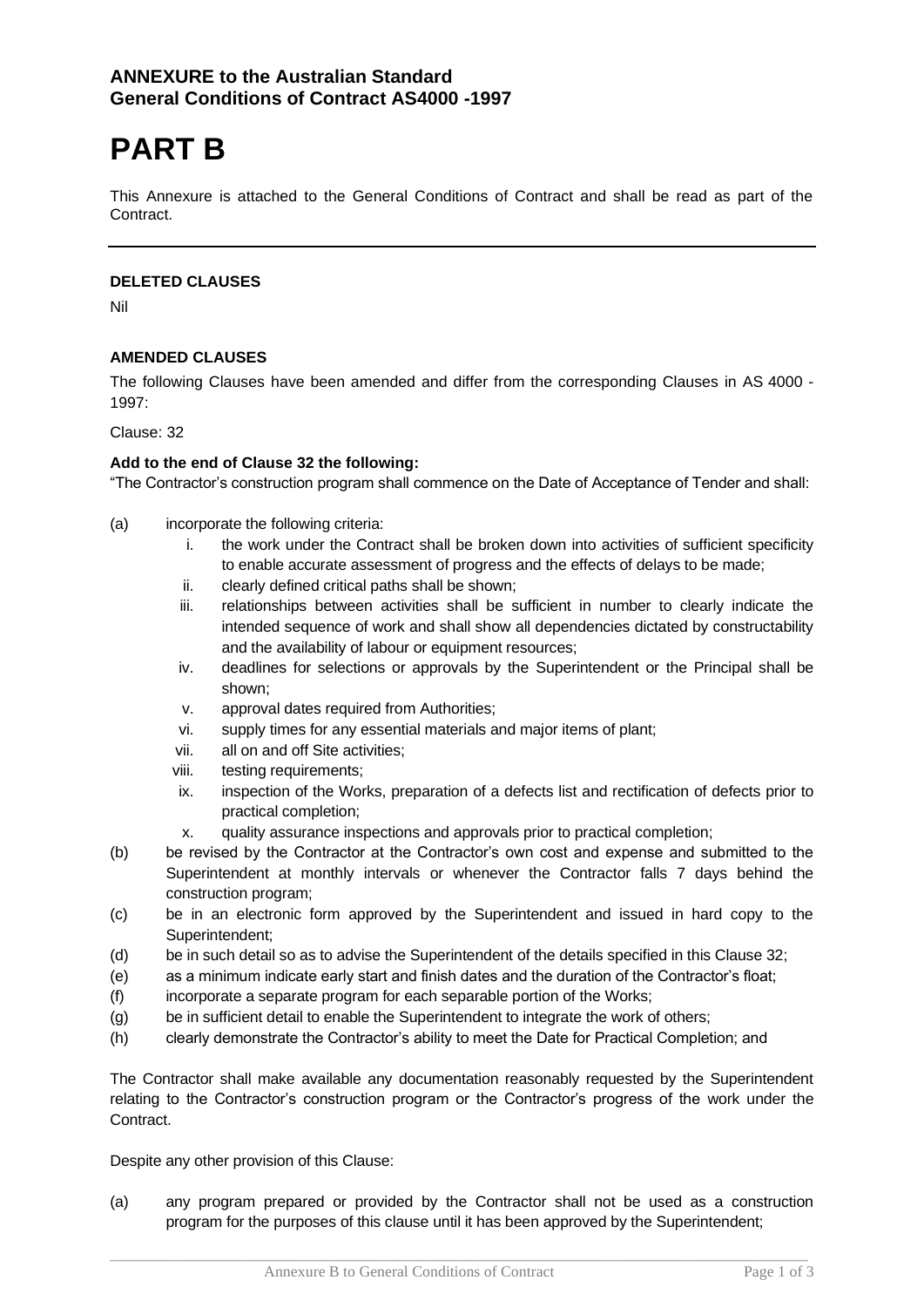**ANNEXURE to the Australian Standard General Conditions of Contract AS4000 -1997**

# PART B

This Annexure is attached to the General Conditions of Contract and shall be read as part of the Contract.

---

**DELETED CLAUSES**

Nil

**AMENDED CLAUSES**

The following Clauses have been amended and differ from the corresponding Clauses in AS 4000 - 1997:

Clause: 32

**Add to the end of Clause 32 the following:**

"The Contractor's construction program shall commence on the Date of Acceptance of Tender and shall:

(a) incorporate the following criteria:
   - i. the work under the Contract shall be broken down into activities of sufficient specificity to enable accurate assessment of progress and the effects of delays to be made;
   - ii. clearly defined critical paths shall be shown;
   - iii. relationships between activities shall be sufficient in number to clearly indicate the intended sequence of work and shall show all dependencies dictated by constructability and the availability of labour or equipment resources;
   - iv. deadlines for selections or approvals by the Superintendent or the Principal shall be shown;
   - v. approval dates required from Authorities;
   - vi. supply times for any essential materials and major items of plant;
   - vii. all on and off Site activities;
   - viii. testing requirements;
   - ix. inspection of the Works, preparation of a defects list and rectification of defects prior to practical completion;
   - x. quality assurance inspections and approvals prior to practical completion;

(b) be revised by the Contractor at the Contractor's own cost and expense and submitted to the Superintendent at monthly intervals or whenever the Contractor falls 7 days behind the construction program;

(c) be in an electronic form approved by the Superintendent and issued in hard copy to the Superintendent;

(d) be in such detail so as to advise the Superintendent of the details specified in this Clause 32;

(e) as a minimum indicate early start and finish dates and the duration of the Contractor's float;

(f) incorporate a separate program for each separable portion of the Works;

(g) be in sufficient detail to enable the Superintendent to integrate the work of others;

(h) clearly demonstrate the Contractor's ability to meet the Date for Practical Completion; and

The Contractor shall make available any documentation reasonably requested by the Superintendent relating to the Contractor's construction program or the Contractor's progress of the work under the Contract.

Despite any other provision of this Clause:

(a) any program prepared or provided by the Contractor shall not be used as a construction program for the purposes of this clause until it has been approved by the Superintendent;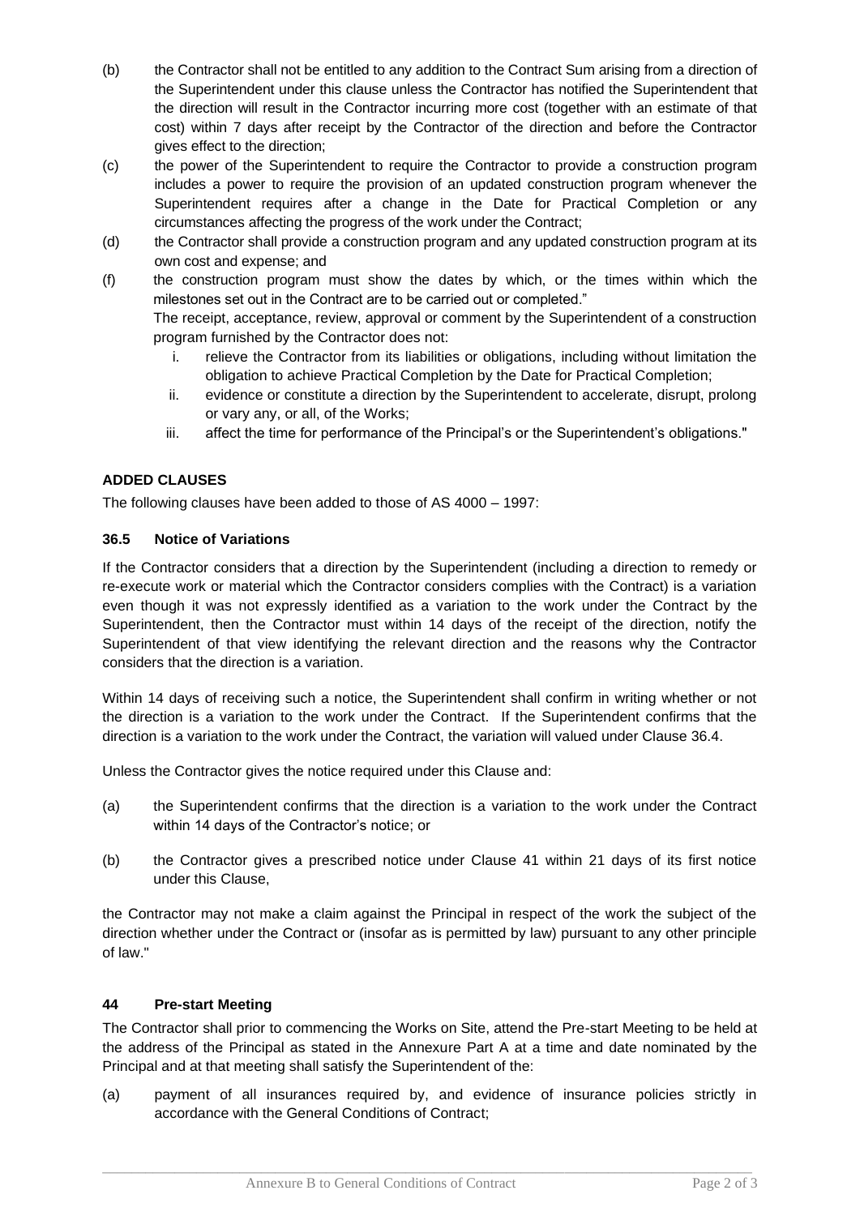(b) the Contractor shall not be entitled to any addition to the Contract Sum arising from a direction of the Superintendent under this clause unless the Contractor has notified the Superintendent that the direction will result in the Contractor incurring more cost (together with an estimate of that cost) within 7 days after receipt by the Contractor of the direction and before the Contractor gives effect to the direction;

(c) the power of the Superintendent to require the Contractor to provide a construction program includes a power to require the provision of an updated construction program whenever the Superintendent requires after a change in the Date for Practical Completion or any circumstances affecting the progress of the work under the Contract;

(d) the Contractor shall provide a construction program and any updated construction program at its own cost and expense; and

(f) the construction program must show the dates by which, or the times within which the milestones set out in the Contract are to be carried out or completed."

The receipt, acceptance, review, approval or comment by the Superintendent of a construction program furnished by the Contractor does not:

i. relieve the Contractor from its liabilities or obligations, including without limitation the obligation to achieve Practical Completion by the Date for Practical Completion;
ii. evidence or constitute a direction by the Superintendent to accelerate, disrupt, prolong or vary any, or all, of the Works;
iii. affect the time for performance of the Principal's or the Superintendent's obligations."

**ADDED CLAUSES**

The following clauses have been added to those of AS 4000 – 1997:

**36.5 Notice of Variations**

If the Contractor considers that a direction by the Superintendent (including a direction to remedy or re-execute work or material which the Contractor considers complies with the Contract) is a variation even though it was not expressly identified as a variation to the work under the Contract by the Superintendent, then the Contractor must within 14 days of the receipt of the direction, notify the Superintendent of that view identifying the relevant direction and the reasons why the Contractor considers that the direction is a variation.

Within 14 days of receiving such a notice, the Superintendent shall confirm in writing whether or not the direction is a variation to the work under the Contract. If the Superintendent confirms that the direction is a variation to the work under the Contract, the variation will valued under Clause 36.4.

Unless the Contractor gives the notice required under this Clause and:

(a) the Superintendent confirms that the direction is a variation to the work under the Contract within 14 days of the Contractor's notice; or

(b) the Contractor gives a prescribed notice under Clause 41 within 21 days of its first notice under this Clause,

the Contractor may not make a claim against the Principal in respect of the work the subject of the direction whether under the Contract or (insofar as is permitted by law) pursuant to any other principle of law."

**44 Pre-start Meeting**

The Contractor shall prior to commencing the Works on Site, attend the Pre-start Meeting to be held at the address of the Principal as stated in the Annexure Part A at a time and date nominated by the Principal and at that meeting shall satisfy the Superintendent of the:

(a) payment of all insurances required by, and evidence of insurance policies strictly in accordance with the General Conditions of Contract;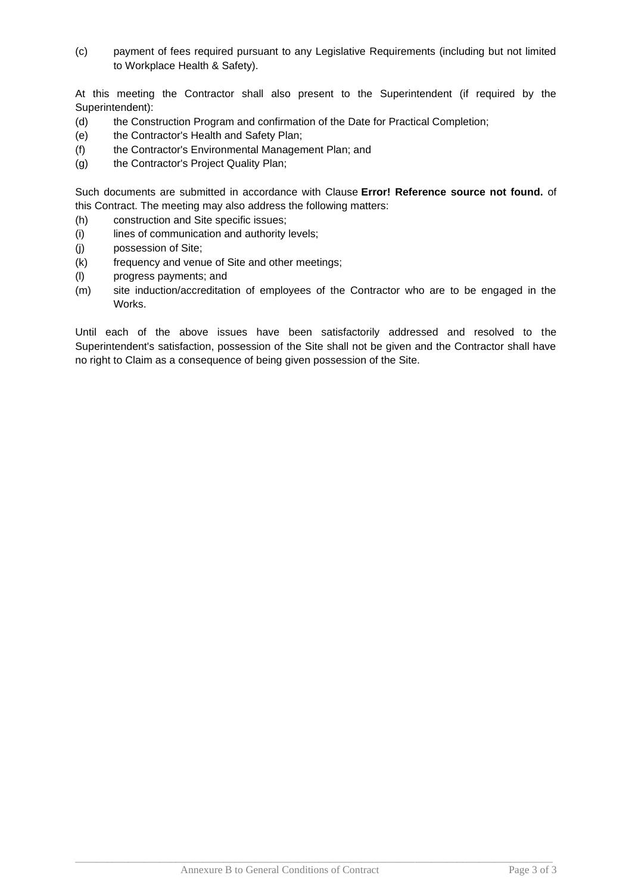(c) payment of fees required pursuant to any Legislative Requirements (including but not limited to Workplace Health & Safety).

At this meeting the Contractor shall also present to the Superintendent (if required by the Superintendent):

(d) the Construction Program and confirmation of the Date for Practical Completion;

(e) the Contractor's Health and Safety Plan;

(f) the Contractor's Environmental Management Plan; and

(g) the Contractor's Project Quality Plan;

Such documents are submitted in accordance with Clause **Error! Reference source not found.** of this Contract. The meeting may also address the following matters:

(h) construction and Site specific issues;

(i) lines of communication and authority levels;

(j) possession of Site;

(k) frequency and venue of Site and other meetings;

(l) progress payments; and

(m) site induction/accreditation of employees of the Contractor who are to be engaged in the Works.

Until each of the above issues have been satisfactorily addressed and resolved to the Superintendent's satisfaction, possession of the Site shall not be given and the Contractor shall have no right to Claim as a consequence of being given possession of the Site.